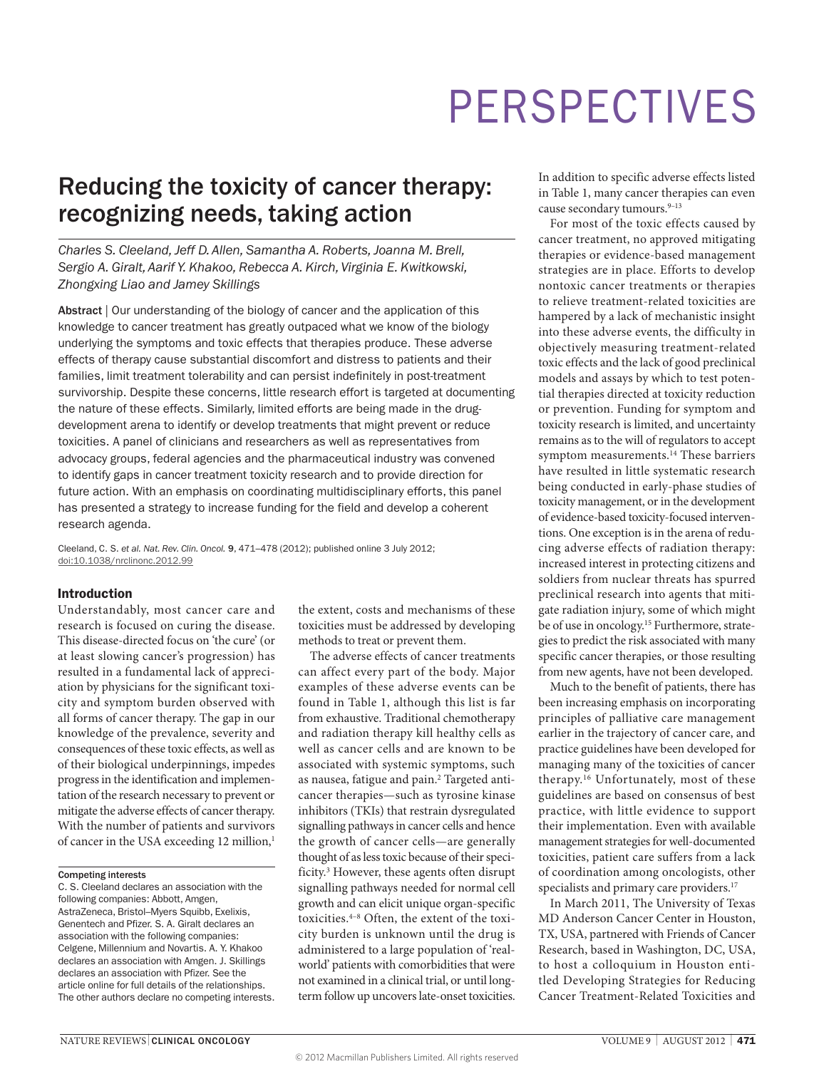# PERSPECTIVES

## Reducing the toxicity of cancer therapy: recognizing needs, taking action

*Charles S. Cleeland, Jeff D. Allen, Samantha A. Roberts, Joanna M. Brell, Sergio A. Giralt, Aarif Y. Khakoo, Rebecca A. Kirch, Virginia E. Kwitkowski, Zhongxing Liao and Jamey Skillings*

**Abstract** | Our understanding of the biology of cancer and the application of this knowledge to cancer treatment has greatly outpaced what we know of the biology underlying the symptoms and toxic effects that therapies produce. These adverse effects of therapy cause substantial discomfort and distress to patients and their families, limit treatment tolerability and can persist indefinitely in post-treatment survivorship. Despite these concerns, little research effort is targeted at documenting the nature of these effects. Similarly, limited efforts are being made in the drug-development arena to identify or develop treatments that might prevent or reduce toxicities. A panel of clinicians and researchers as well as representatives from advocacy groups, federal agencies and the pharmaceutical industry was convened to identify gaps in cancer treatment toxicity research and to provide direction for future action. With an emphasis on coordinating multidisciplinary efforts, this panel has presented a strategy to increase funding for the field and develop a coherent research agenda.

Cleeland, C. S. *et al. Nat. Rev. Clin. Oncol.* **9**, 471–478 (2012); published online 3 July 2012; doi:10.1038/nrclinonc.2012.99

### Introduction

Understandably, most cancer care and research is focused on curing the disease. This disease-directed focus on 'the cure' (or at least slowing cancer's progression) has resulted in a fundamental lack of appreciation by physicians for the significant toxicity and symptom burden observed with all forms of cancer therapy. The gap in our knowledge of the prevalence, severity and consequences of these toxic effects, as well as of their biological underpinnings, impedes progress in the identification and implementation of the research necessary to prevent or mitigate the adverse effects of cancer therapy. With the number of patients and survivors of cancer in the USA exceeding 12 million,[1] the extent, costs and mechanisms of these toxicities must be addressed by developing methods to treat or prevent them.

The adverse effects of cancer treatments can affect every part of the body. Major examples of these adverse events can be found in Table 1, although this list is far from exhaustive. Traditional chemotherapy and radiation therapy kill healthy cells as well as cancer cells and are known to be associated with systemic symptoms, such as nausea, fatigue and pain.[2] Targeted anticancer therapies—such as tyrosine kinase inhibitors (TKIs) that restrain dysregulated signalling pathways in cancer cells and hence the growth of cancer cells—are generally thought of as less toxic because of their specificity.[3] However, these agents often disrupt signalling pathways needed for normal cell growth and can elicit unique organ-specific toxicities.[4–8] Often, the extent of the toxicity burden is unknown until the drug is administered to a large population of 'real-world' patients with comorbidities that were not examined in a clinical trial, or until long-term follow up uncovers late-onset toxicities. In addition to specific adverse effects listed in Table 1, many cancer therapies can even cause secondary tumours.[9–13]

For most of the toxic effects caused by cancer treatment, no approved mitigating therapies or evidence-based management strategies are in place. Efforts to develop nontoxic cancer treatments or therapies to relieve treatment-related toxicities are hampered by a lack of mechanistic insight into these adverse events, the difficulty in objectively measuring treatment-related toxic effects and the lack of good preclinical models and assays by which to test potential therapies directed at toxicity reduction or prevention. Funding for symptom and toxicity research is limited, and uncertainty remains as to the will of regulators to accept symptom measurements.[14] These barriers have resulted in little systematic research being conducted in early-phase studies of toxicity management, or in the development of evidence-based toxicity-focused interventions. One exception is in the arena of reducing adverse effects of radiation therapy: increased interest in protecting citizens and soldiers from nuclear threats has spurred preclinical research into agents that mitigate radiation injury, some of which might be of use in oncology.[15] Furthermore, strategies to predict the risk associated with many specific cancer therapies, or those resulting from new agents, have not been developed.

Much to the benefit of patients, there has been increasing emphasis on incorporating principles of palliative care management earlier in the trajectory of cancer care, and practice guidelines have been developed for managing many of the toxicities of cancer therapy.[16] Unfortunately, most of these guidelines are based on consensus of best practice, with little evidence to support their implementation. Even with available management strategies for well-documented toxicities, patient care suffers from a lack of coordination among oncologists, other specialists and primary care providers.[17]

In March 2011, The University of Texas MD Anderson Cancer Center in Houston, TX, USA, partnered with Friends of Cancer Research, based in Washington, DC, USA, to host a colloquium in Houston entitled Developing Strategies for Reducing Cancer Treatment-Related Toxicities and

**Competing interests**

C. S. Cleeland declares an association with the following companies: Abbott, Amgen, AstraZeneca, Bristol–Myers Squibb, Exelixis, Genentech and Pfizer. S. A. Giralt declares an association with the following companies: Celgene, Millennium and Novartis. A. Y. Khakoo declares an association with Amgen. J. Skillings declares an association with Pfizer. See the article online for full details of the relationships. The other authors declare no competing interests.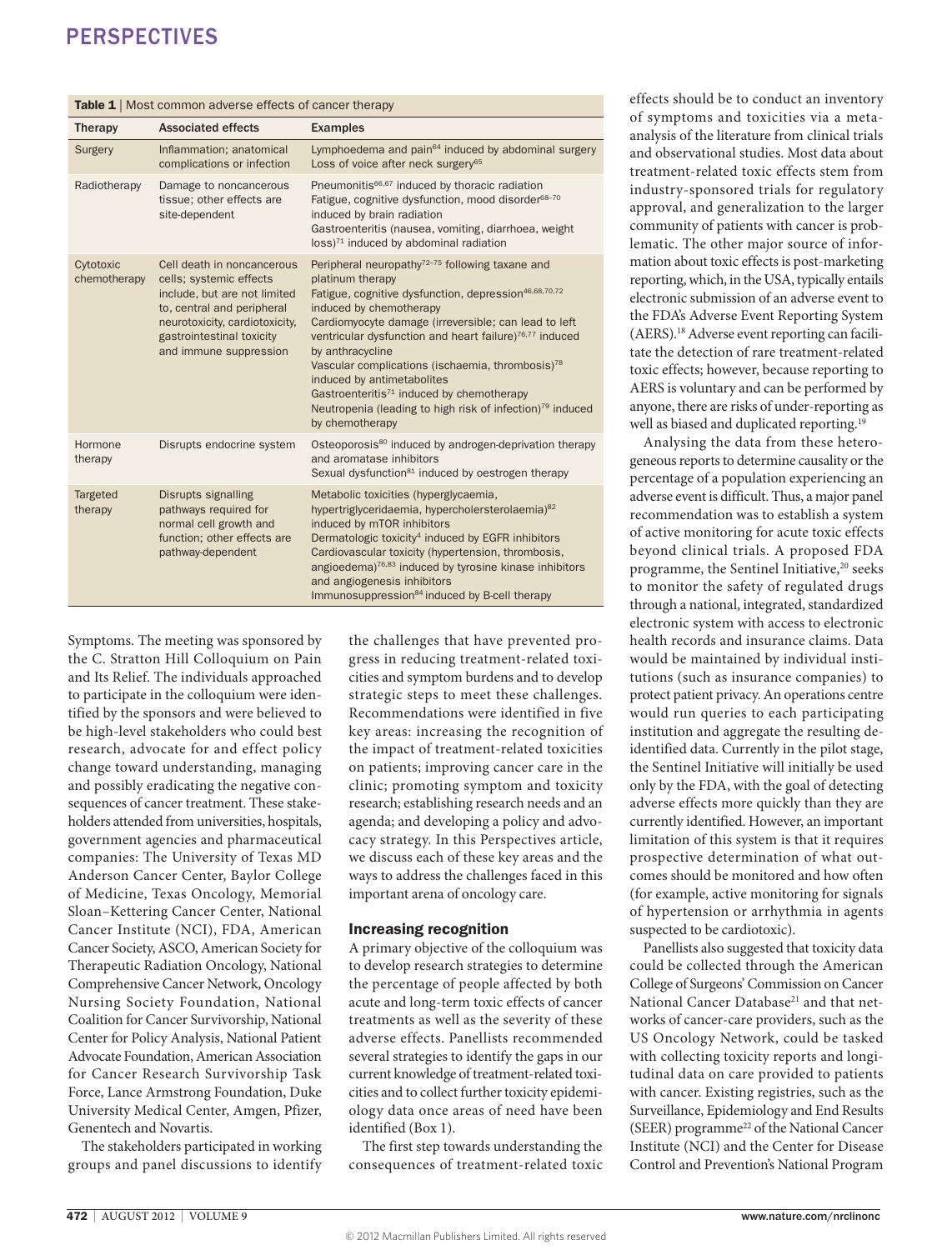**Table 1** | Most common adverse effects of cancer therapy

| Therapy | Associated effects | Examples |
|---|---|---|
| Surgery | Inflammation; anatomical complications or infection | Lymphoedema and pain[64] induced by abdominal surgery<br>Loss of voice after neck surgery[65] |
| Radiotherapy | Damage to noncancerous tissue; other effects are site-dependent | Pneumonitis[66,67] induced by thoracic radiation<br>Fatigue, cognitive dysfunction, mood disorder[68–70] induced by brain radiation<br>Gastroenteritis (nausea, vomiting, diarrhoea, weight loss)[71] induced by abdominal radiation |
| Cytotoxic chemotherapy | Cell death in noncancerous cells; systemic effects include, but are not limited to, central and peripheral neurotoxicity, cardiotoxicity, gastrointestinal toxicity and immune suppression | Peripheral neuropathy[72–75] following taxane and platinum therapy<br>Fatigue, cognitive dysfunction, depression[46,68,70,72] induced by chemotherapy<br>Cardiomyocyte damage (irreversible; can lead to left ventricular dysfunction and heart failure)[76,77] induced by anthracycline<br>Vascular complications (ischaemia, thrombosis)[78] induced by antimetabolites<br>Gastroenteritis[71] induced by chemotherapy<br>Neutropenia (leading to high risk of infection)[79] induced by chemotherapy |
| Hormone therapy | Disrupts endocrine system | Osteoporosis[80] induced by androgen-deprivation therapy and aromatase inhibitors<br>Sexual dysfunction[81] induced by oestrogen therapy |
| Targeted therapy | Disrupts signalling pathways required for normal cell growth and function; other effects are pathway-dependent | Metabolic toxicities (hyperglycaemia, hypertriglyceridaemia, hypercholersterolaemia)[82] induced by mTOR inhibitors<br>Dermatologic toxicity[4] induced by EGFR inhibitors<br>Cardiovascular toxicity (hypertension, thrombosis, angioedema)[76,83] induced by tyrosine kinase inhibitors and angiogenesis inhibitors<br>Immunosuppression[84] induced by B-cell therapy |

Symptoms. The meeting was sponsored by the C. Stratton Hill Colloquium on Pain and Its Relief. The individuals approached to participate in the colloquium were identified by the sponsors and were believed to be high-level stakeholders who could best research, advocate for and effect policy change toward understanding, managing and possibly eradicating the negative consequences of cancer treatment. These stakeholders attended from universities, hospitals, government agencies and pharmaceutical companies: The University of Texas MD Anderson Cancer Center, Baylor College of Medicine, Texas Oncology, Memorial Sloan–Kettering Cancer Center, National Cancer Institute (NCI), FDA, American Cancer Society, ASCO, American Society for Therapeutic Radiation Oncology, National Comprehensive Cancer Network, Oncology Nursing Society Foundation, National Coalition for Cancer Survivorship, National Center for Policy Analysis, National Patient Advocate Foundation, American Association for Cancer Research Survivorship Task Force, Lance Armstrong Foundation, Duke University Medical Center, Amgen, Pfizer, Genentech and Novartis.

The stakeholders participated in working groups and panel discussions to identify the challenges that have prevented progress in reducing treatment-related toxicities and symptom burdens and to develop strategic steps to meet these challenges. Recommendations were identified in five key areas: increasing the recognition of the impact of treatment-related toxicities on patients; improving cancer care in the clinic; promoting symptom and toxicity research; establishing research needs and an agenda; and developing a policy and advocacy strategy. In this Perspectives article, we discuss each of these key areas and the ways to address the challenges faced in this important arena of oncology care.

## Increasing recognition

A primary objective of the colloquium was to develop research strategies to determine the percentage of people affected by both acute and long-term toxic effects of cancer treatments as well as the severity of these adverse effects. Panellists recommended several strategies to identify the gaps in our current knowledge of treatment-related toxicities and to collect further toxicity epidemiology data once areas of need have been identified (Box 1).

The first step towards understanding the consequences of treatment-related toxic effects should be to conduct an inventory of symptoms and toxicities via a meta-analysis of the literature from clinical trials and observational studies. Most data about treatment-related toxic effects stem from industry-sponsored trials for regulatory approval, and generalization to the larger community of patients with cancer is problematic. The other major source of information about toxic effects is post-marketing reporting, which, in the USA, typically entails electronic submission of an adverse event to the FDA's Adverse Event Reporting System (AERS).[18] Adverse event reporting can facilitate the detection of rare treatment-related toxic effects; however, because reporting to AERS is voluntary and can be performed by anyone, there are risks of under-reporting as well as biased and duplicated reporting.[19]

Analysing the data from these heterogeneous reports to determine causality or the percentage of a population experiencing an adverse event is difficult. Thus, a major panel recommendation was to establish a system of active monitoring for acute toxic effects beyond clinical trials. A proposed FDA programme, the Sentinel Initiative,[20] seeks to monitor the safety of regulated drugs through a national, integrated, standardized electronic system with access to electronic health records and insurance claims. Data would be maintained by individual institutions (such as insurance companies) to protect patient privacy. An operations centre would run queries to each participating institution and aggregate the resulting de-identified data. Currently in the pilot stage, the Sentinel Initiative will initially be used only by the FDA, with the goal of detecting adverse effects more quickly than they are currently identified. However, an important limitation of this system is that it requires prospective determination of what outcomes should be monitored and how often (for example, active monitoring for signals of hypertension or arrhythmia in agents suspected to be cardiotoxic).

Panellists also suggested that toxicity data could be collected through the American College of Surgeons' Commission on Cancer National Cancer Database[21] and that networks of cancer-care providers, such as the US Oncology Network, could be tasked with collecting toxicity reports and longitudinal data on care provided to patients with cancer. Existing registries, such as the Surveillance, Epidemiology and End Results (SEER) programme[22] of the National Cancer Institute (NCI) and the Center for Disease Control and Prevention's National Program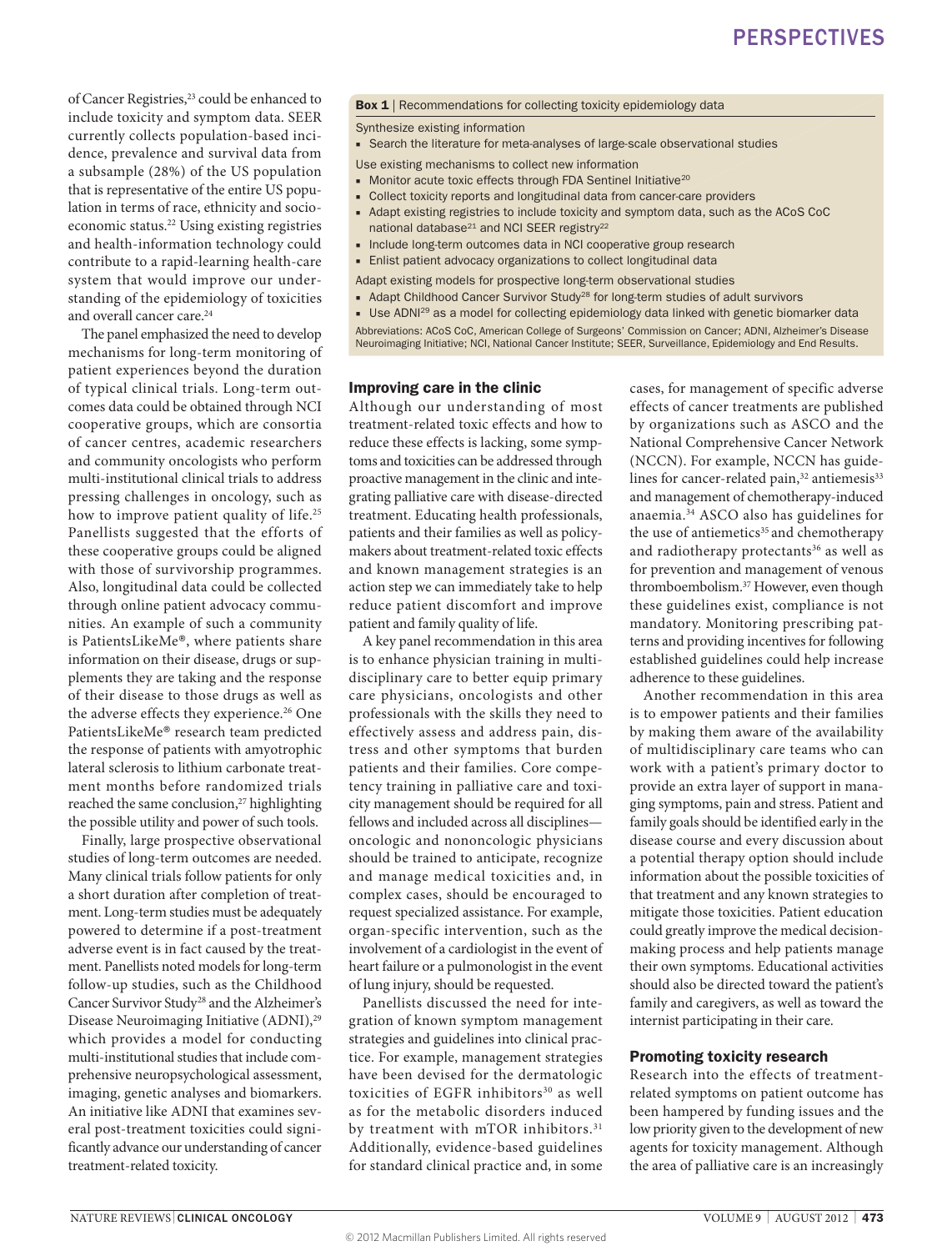of Cancer Registries,[23] could be enhanced to include toxicity and symptom data. SEER currently collects population-based incidence, prevalence and survival data from a subsample (28%) of the US population that is representative of the entire US population in terms of race, ethnicity and socioeconomic status.[22] Using existing registries and health-information technology could contribute to a rapid-learning health-care system that would improve our understanding of the epidemiology of toxicities and overall cancer care.[24]

The panel emphasized the need to develop mechanisms for long-term monitoring of patient experiences beyond the duration of typical clinical trials. Long-term outcomes data could be obtained through NCI cooperative groups, which are consortia of cancer centres, academic researchers and community oncologists who perform multi-institutional clinical trials to address pressing challenges in oncology, such as how to improve patient quality of life.[25] Panellists suggested that the efforts of these cooperative groups could be aligned with those of survivorship programmes. Also, longitudinal data could be collected through online patient advocacy communities. An example of such a community is PatientsLikeMe®, where patients share information on their disease, drugs or supplements they are taking and the response of their disease to those drugs as well as the adverse effects they experience.[26] One PatientsLikeMe® research team predicted the response of patients with amyotrophic lateral sclerosis to lithium carbonate treatment months before randomized trials reached the same conclusion,[27] highlighting the possible utility and power of such tools.

Finally, large prospective observational studies of long-term outcomes are needed. Many clinical trials follow patients for only a short duration after completion of treatment. Long-term studies must be adequately powered to determine if a post-treatment adverse event is in fact caused by the treatment. Panellists noted models for long-term follow-up studies, such as the Childhood Cancer Survivor Study[28] and the Alzheimer's Disease Neuroimaging Initiative (ADNI),[29] which provides a model for conducting multi-institutional studies that include comprehensive neuropsychological assessment, imaging, genetic analyses and biomarkers. An initiative like ADNI that examines several post-treatment toxicities could significantly advance our understanding of cancer treatment-related toxicity.

**Box 1** | Recommendations for collecting toxicity epidemiology data

Synthesize existing information
- Search the literature for meta-analyses of large-scale observational studies

Use existing mechanisms to collect new information
- Monitor acute toxic effects through FDA Sentinel Initiative[20]
- Collect toxicity reports and longitudinal data from cancer-care providers
- Adapt existing registries to include toxicity and symptom data, such as the ACoS CoC national database[21] and NCI SEER registry[22]
- Include long-term outcomes data in NCI cooperative group research
- Enlist patient advocacy organizations to collect longitudinal data

Adapt existing models for prospective long-term observational studies
- Adapt Childhood Cancer Survivor Study[28] for long-term studies of adult survivors
- Use ADNI[29] as a model for collecting epidemiology data linked with genetic biomarker data

Abbreviations: ACoS CoC, American College of Surgeons' Commission on Cancer; ADNI, Alzheimer's Disease Neuroimaging Initiative; NCI, National Cancer Institute; SEER, Surveillance, Epidemiology and End Results.

## Improving care in the clinic

Although our understanding of most treatment-related toxic effects and how to reduce these effects is lacking, some symptoms and toxicities can be addressed through proactive management in the clinic and integrating palliative care with disease-directed treatment. Educating health professionals, patients and their families as well as policymakers about treatment-related toxic effects and known management strategies is an action step we can immediately take to help reduce patient discomfort and improve patient and family quality of life.

A key panel recommendation in this area is to enhance physician training in multidisciplinary care to better equip primary care physicians, oncologists and other professionals with the skills they need to effectively assess and address pain, distress and other symptoms that burden patients and their families. Core competency training in palliative care and toxicity management should be required for all fellows and included across all disciplines—oncologic and nononcologic physicians should be trained to anticipate, recognize and manage medical toxicities and, in complex cases, should be encouraged to request specialized assistance. For example, organ-specific intervention, such as the involvement of a cardiologist in the event of heart failure or a pulmonologist in the event of lung injury, should be requested.

Panellists discussed the need for integration of known symptom management strategies and guidelines into clinical practice. For example, management strategies have been devised for the dermatologic toxicities of EGFR inhibitors[30] as well as for the metabolic disorders induced by treatment with mTOR inhibitors.[31] Additionally, evidence-based guidelines for standard clinical practice and, in some cases, for management of specific adverse effects of cancer treatments are published by organizations such as ASCO and the National Comprehensive Cancer Network (NCCN). For example, NCCN has guidelines for cancer-related pain,[32] antiemesis[33] and management of chemotherapy-induced anaemia.[34] ASCO also has guidelines for the use of antiemetics[35] and chemotherapy and radiotherapy protectants[36] as well as for prevention and management of venous thromboembolism.[37] However, even though these guidelines exist, compliance is not mandatory. Monitoring prescribing patterns and providing incentives for following established guidelines could help increase adherence to these guidelines.

Another recommendation in this area is to empower patients and their families by making them aware of the availability of multidisciplinary care teams who can work with a patient's primary doctor to provide an extra layer of support in managing symptoms, pain and stress. Patient and family goals should be identified early in the disease course and every discussion about a potential therapy option should include information about the possible toxicities of that treatment and any known strategies to mitigate those toxicities. Patient education could greatly improve the medical decision-making process and help patients manage their own symptoms. Educational activities should also be directed toward the patient's family and caregivers, as well as toward the internist participating in their care.

## Promoting toxicity research

Research into the effects of treatment-related symptoms on patient outcome has been hampered by funding issues and the low priority given to the development of new agents for toxicity management. Although the area of palliative care is an increasingly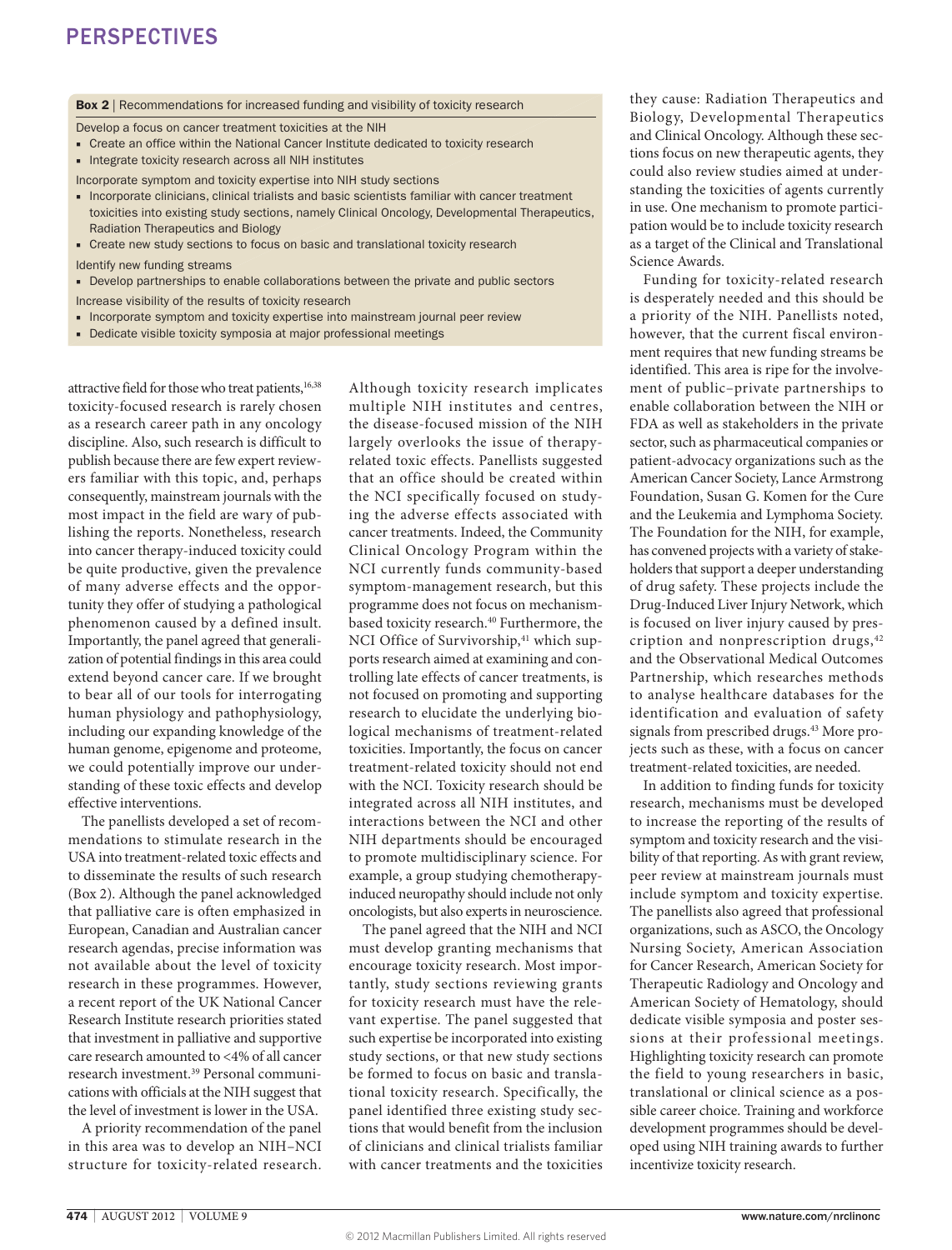**Box 2** | Recommendations for increased funding and visibility of toxicity research

Develop a focus on cancer treatment toxicities at the NIH

- Create an office within the National Cancer Institute dedicated to toxicity research
- Integrate toxicity research across all NIH institutes

Incorporate symptom and toxicity expertise into NIH study sections

- Incorporate clinicians, clinical trialists and basic scientists familiar with cancer treatment toxicities into existing study sections, namely Clinical Oncology, Developmental Therapeutics, Radiation Therapeutics and Biology
- Create new study sections to focus on basic and translational toxicity research

Identify new funding streams

- Develop partnerships to enable collaborations between the private and public sectors

Increase visibility of the results of toxicity research

- Incorporate symptom and toxicity expertise into mainstream journal peer review
- Dedicate visible toxicity symposia at major professional meetings

attractive field for those who treat patients,[16,38] toxicity-focused research is rarely chosen as a research career path in any oncology discipline. Also, such research is difficult to publish because there are few expert reviewers familiar with this topic, and, perhaps consequently, mainstream journals with the most impact in the field are wary of publishing the reports. Nonetheless, research into cancer therapy-induced toxicity could be quite productive, given the prevalence of many adverse effects and the opportunity they offer of studying a pathological phenomenon caused by a defined insult. Importantly, the panel agreed that generalization of potential findings in this area could extend beyond cancer care. If we brought to bear all of our tools for interrogating human physiology and pathophysiology, including our expanding knowledge of the human genome, epigenome and proteome, we could potentially improve our understanding of these toxic effects and develop effective interventions.

The panellists developed a set of recommendations to stimulate research in the USA into treatment-related toxic effects and to disseminate the results of such research (Box 2). Although the panel acknowledged that palliative care is often emphasized in European, Canadian and Australian cancer research agendas, precise information was not available about the level of toxicity research in these programmes. However, a recent report of the UK National Cancer Research Institute research priorities stated that investment in palliative and supportive care research amounted to <4% of all cancer research investment.[39] Personal communications with officials at the NIH suggest that the level of investment is lower in the USA.

A priority recommendation of the panel in this area was to develop an NIH–NCI structure for toxicity-related research. Although toxicity research implicates multiple NIH institutes and centres, the disease-focused mission of the NIH largely overlooks the issue of therapy-related toxic effects. Panellists suggested that an office should be created within the NCI specifically focused on studying the adverse effects associated with cancer treatments. Indeed, the Community Clinical Oncology Program within the NCI currently funds community-based symptom-management research, but this programme does not focus on mechanism-based toxicity research.[40] Furthermore, the NCI Office of Survivorship,[41] which supports research aimed at examining and controlling late effects of cancer treatments, is not focused on promoting and supporting research to elucidate the underlying biological mechanisms of treatment-related toxicities. Importantly, the focus on cancer treatment-related toxicity should not end with the NCI. Toxicity research should be integrated across all NIH institutes, and interactions between the NCI and other NIH departments should be encouraged to promote multidisciplinary science. For example, a group studying chemotherapy-induced neuropathy should include not only oncologists, but also experts in neuroscience.

The panel agreed that the NIH and NCI must develop granting mechanisms that encourage toxicity research. Most importantly, study sections reviewing grants for toxicity research must have the relevant expertise. The panel suggested that such expertise be incorporated into existing study sections, or that new study sections be formed to focus on basic and translational toxicity research. Specifically, the panel identified three existing study sections that would benefit from the inclusion of clinicians and clinical trialists familiar with cancer treatments and the toxicities they cause: Radiation Therapeutics and Biology, Developmental Therapeutics and Clinical Oncology. Although these sections focus on new therapeutic agents, they could also review studies aimed at understanding the toxicities of agents currently in use. One mechanism to promote participation would be to include toxicity research as a target of the Clinical and Translational Science Awards.

Funding for toxicity-related research is desperately needed and this should be a priority of the NIH. Panellists noted, however, that the current fiscal environment requires that new funding streams be identified. This area is ripe for the involvement of public–private partnerships to enable collaboration between the NIH or FDA as well as stakeholders in the private sector, such as pharmaceutical companies or patient-advocacy organizations such as the American Cancer Society, Lance Armstrong Foundation, Susan G. Komen for the Cure and the Leukemia and Lymphoma Society. The Foundation for the NIH, for example, has convened projects with a variety of stakeholders that support a deeper understanding of drug safety. These projects include the Drug-Induced Liver Injury Network, which is focused on liver injury caused by prescription and nonprescription drugs,[42] and the Observational Medical Outcomes Partnership, which researches methods to analyse healthcare databases for the identification and evaluation of safety signals from prescribed drugs.[43] More projects such as these, with a focus on cancer treatment-related toxicities, are needed.

In addition to finding funds for toxicity research, mechanisms must be developed to increase the reporting of the results of symptom and toxicity research and the visibility of that reporting. As with grant review, peer review at mainstream journals must include symptom and toxicity expertise. The panellists also agreed that professional organizations, such as ASCO, the Oncology Nursing Society, American Association for Cancer Research, American Society for Therapeutic Radiology and Oncology and American Society of Hematology, should dedicate visible symposia and poster sessions at their professional meetings. Highlighting toxicity research can promote the field to young researchers in basic, translational or clinical science as a possible career choice. Training and workforce development programmes should be developed using NIH training awards to further incentivize toxicity research.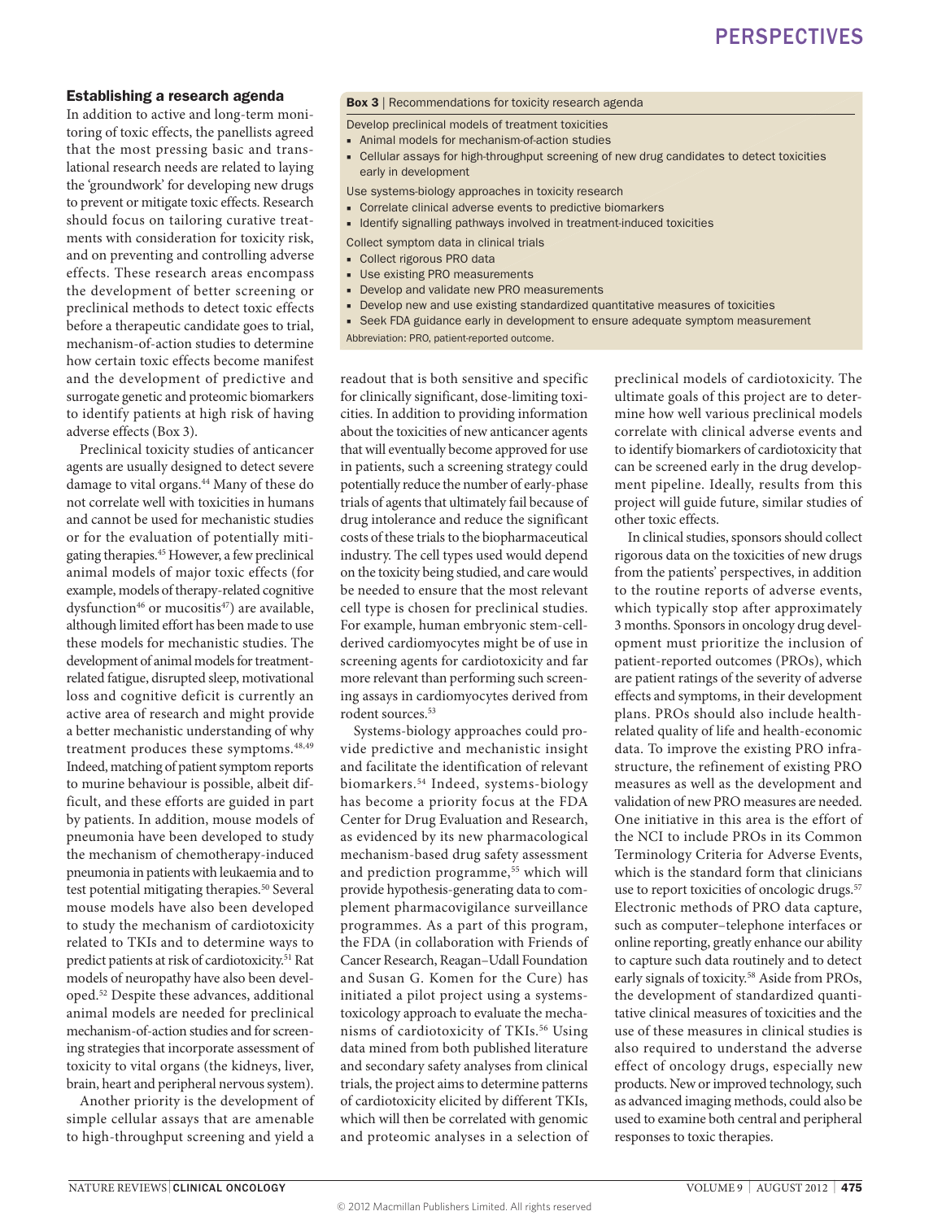## Establishing a research agenda

In addition to active and long-term monitoring of toxic effects, the panellists agreed that the most pressing basic and translational research needs are related to laying the 'groundwork' for developing new drugs to prevent or mitigate toxic effects. Research should focus on tailoring curative treatments with consideration for toxicity risk, and on preventing and controlling adverse effects. These research areas encompass the development of better screening or preclinical methods to detect toxic effects before a therapeutic candidate goes to trial, mechanism-of-action studies to determine how certain toxic effects become manifest and the development of predictive and surrogate genetic and proteomic biomarkers to identify patients at high risk of having adverse effects (Box 3).

> **Box 3** | Recommendations for toxicity research agenda
>
> Develop preclinical models of treatment toxicities
> - Animal models for mechanism-of-action studies
> - Cellular assays for high-throughput screening of new drug candidates to detect toxicities early in development
>
> Use systems-biology approaches in toxicity research
> - Correlate clinical adverse events to predictive biomarkers
> - Identify signalling pathways involved in treatment-induced toxicities
>
> Collect symptom data in clinical trials
> - Collect rigorous PRO data
> - Use existing PRO measurements
> - Develop and validate new PRO measurements
> - Develop new and use existing standardized quantitative measures of toxicities
> - Seek FDA guidance early in development to ensure adequate symptom measurement
>
> Abbreviation: PRO, patient-reported outcome.

Preclinical toxicity studies of anticancer agents are usually designed to detect severe damage to vital organs.[44] Many of these do not correlate well with toxicities in humans and cannot be used for mechanistic studies or for the evaluation of potentially mitigating therapies.[45] However, a few preclinical animal models of major toxic effects (for example, models of therapy-related cognitive dysfunction[46] or mucositis[47]) are available, although limited effort has been made to use these models for mechanistic studies. The development of animal models for treatment-related fatigue, disrupted sleep, motivational loss and cognitive deficit is currently an active area of research and might provide a better mechanistic understanding of why treatment produces these symptoms.[48,49] Indeed, matching of patient symptom reports to murine behaviour is possible, albeit difficult, and these efforts are guided in part by patients. In addition, mouse models of pneumonia have been developed to study the mechanism of chemotherapy-induced pneumonia in patients with leukaemia and to test potential mitigating therapies.[50] Several mouse models have also been developed to study the mechanism of cardiotoxicity related to TKIs and to determine ways to predict patients at risk of cardiotoxicity.[51] Rat models of neuropathy have also been developed.[52] Despite these advances, additional animal models are needed for preclinical mechanism-of-action studies and for screening strategies that incorporate assessment of toxicity to vital organs (the kidneys, liver, brain, heart and peripheral nervous system).

Another priority is the development of simple cellular assays that are amenable to high-throughput screening and yield a readout that is both sensitive and specific for clinically significant, dose-limiting toxicities. In addition to providing information about the toxicities of new anticancer agents that will eventually become approved for use in patients, such a screening strategy could potentially reduce the number of early-phase trials of agents that ultimately fail because of drug intolerance and reduce the significant costs of these trials to the biopharmaceutical industry. The cell types used would depend on the toxicity being studied, and care would be needed to ensure that the most relevant cell type is chosen for preclinical studies. For example, human embryonic stem-cell-derived cardiomyocytes might be of use in screening agents for cardiotoxicity and far more relevant than performing such screening assays in cardiomyocytes derived from rodent sources.[53]

Systems-biology approaches could provide predictive and mechanistic insight and facilitate the identification of relevant biomarkers.[54] Indeed, systems-biology has become a priority focus at the FDA Center for Drug Evaluation and Research, as evidenced by its new pharmacological mechanism-based drug safety assessment and prediction programme,[55] which will provide hypothesis-generating data to complement pharmacovigilance surveillance programmes. As a part of this program, the FDA (in collaboration with Friends of Cancer Research, Reagan–Udall Foundation and Susan G. Komen for the Cure) has initiated a pilot project using a systems-toxicology approach to evaluate the mechanisms of cardiotoxicity of TKIs.[56] Using data mined from both published literature and secondary safety analyses from clinical trials, the project aims to determine patterns of cardiotoxicity elicited by different TKIs, which will then be correlated with genomic and proteomic analyses in a selection of preclinical models of cardiotoxicity. The ultimate goals of this project are to determine how well various preclinical models correlate with clinical adverse events and to identify biomarkers of cardiotoxicity that can be screened early in the drug development pipeline. Ideally, results from this project will guide future, similar studies of other toxic effects.

In clinical studies, sponsors should collect rigorous data on the toxicities of new drugs from the patients' perspectives, in addition to the routine reports of adverse events, which typically stop after approximately 3 months. Sponsors in oncology drug development must prioritize the inclusion of patient-reported outcomes (PROs), which are patient ratings of the severity of adverse effects and symptoms, in their development plans. PROs should also include health-related quality of life and health-economic data. To improve the existing PRO infrastructure, the refinement of existing PRO measures as well as the development and validation of new PRO measures are needed. One initiative in this area is the effort of the NCI to include PROs in its Common Terminology Criteria for Adverse Events, which is the standard form that clinicians use to report toxicities of oncologic drugs.[57] Electronic methods of PRO data capture, such as computer–telephone interfaces or online reporting, greatly enhance our ability to capture such data routinely and to detect early signals of toxicity.[58] Aside from PROs, the development of standardized quantitative clinical measures of toxicities and the use of these measures in clinical studies is also required to understand the adverse effect of oncology drugs, especially new products. New or improved technology, such as advanced imaging methods, could also be used to examine both central and peripheral responses to toxic therapies.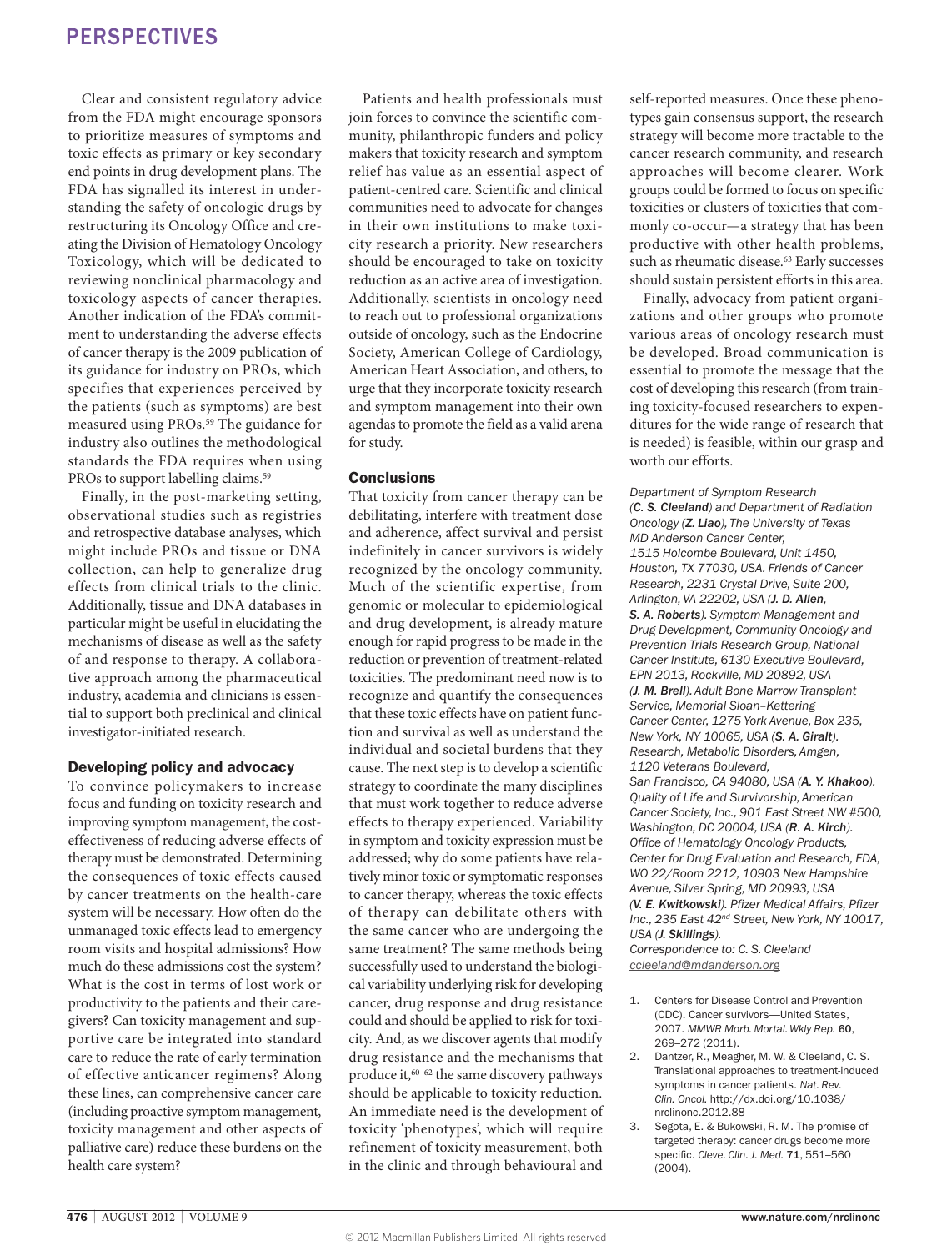Clear and consistent regulatory advice from the FDA might encourage sponsors to prioritize measures of symptoms and toxic effects as primary or key secondary end points in drug development plans. The FDA has signalled its interest in understanding the safety of oncologic drugs by restructuring its Oncology Office and creating the Division of Hematology Oncology Toxicology, which will be dedicated to reviewing nonclinical pharmacology and toxicology aspects of cancer therapies. Another indication of the FDA's commitment to understanding the adverse effects of cancer therapy is the 2009 publication of its guidance for industry on PROs, which specifies that experiences perceived by the patients (such as symptoms) are best measured using PROs.[59] The guidance for industry also outlines the methodological standards the FDA requires when using PROs to support labelling claims.[59]

Finally, in the post-marketing setting, observational studies such as registries and retrospective database analyses, which might include PROs and tissue or DNA collection, can help to generalize drug effects from clinical trials to the clinic. Additionally, tissue and DNA databases in particular might be useful in elucidating the mechanisms of disease as well as the safety of and response to therapy. A collaborative approach among the pharmaceutical industry, academia and clinicians is essential to support both preclinical and clinical investigator-initiated research.

## Developing policy and advocacy

To convince policymakers to increase focus and funding on toxicity research and improving symptom management, the cost-effectiveness of reducing adverse effects of therapy must be demonstrated. Determining the consequences of toxic effects caused by cancer treatments on the health-care system will be necessary. How often do the unmanaged toxic effects lead to emergency room visits and hospital admissions? How much do these admissions cost the system? What is the cost in terms of lost work or productivity to the patients and their caregivers? Can toxicity management and supportive care be integrated into standard care to reduce the rate of early termination of effective anticancer regimens? Along these lines, can comprehensive cancer care (including proactive symptom management, toxicity management and other aspects of palliative care) reduce these burdens on the health care system?

Patients and health professionals must join forces to convince the scientific community, philanthropic funders and policy makers that toxicity research and symptom relief has value as an essential aspect of patient-centred care. Scientific and clinical communities need to advocate for changes in their own institutions to make toxicity research a priority. New researchers should be encouraged to take on toxicity reduction as an active area of investigation. Additionally, scientists in oncology need to reach out to professional organizations outside of oncology, such as the Endocrine Society, American College of Cardiology, American Heart Association, and others, to urge that they incorporate toxicity research and symptom management into their own agendas to promote the field as a valid arena for study.

## Conclusions

That toxicity from cancer therapy can be debilitating, interfere with treatment dose and adherence, affect survival and persist indefinitely in cancer survivors is widely recognized by the oncology community. Much of the scientific expertise, from genomic or molecular to epidemiological and drug development, is already mature enough for rapid progress to be made in the reduction or prevention of treatment-related toxicities. The predominant need now is to recognize and quantify the consequences that these toxic effects have on patient function and survival as well as understand the individual and societal burdens that they cause. The next step is to develop a scientific strategy to coordinate the many disciplines that must work together to reduce adverse effects to therapy experienced. Variability in symptom and toxicity expression must be addressed; why do some patients have relatively minor toxic or symptomatic responses to cancer therapy, whereas the toxic effects of therapy can debilitate others with the same cancer who are undergoing the same treatment? The same methods being successfully used to understand the biological variability underlying risk for developing cancer, drug response and drug resistance could and should be applied to risk for toxicity. And, as we discover agents that modify drug resistance and the mechanisms that produce it,[60–62] the same discovery pathways should be applicable to toxicity reduction. An immediate need is the development of toxicity 'phenotypes', which will require refinement of toxicity measurement, both in the clinic and through behavioural and self-reported measures. Once these phenotypes gain consensus support, the research strategy will become more tractable to the cancer research community, and research approaches will become clearer. Work groups could be formed to focus on specific toxicities or clusters of toxicities that commonly co-occur—a strategy that has been productive with other health problems, such as rheumatic disease.[63] Early successes should sustain persistent efforts in this area.

Finally, advocacy from patient organizations and other groups who promote various areas of oncology research must be developed. Broad communication is essential to promote the message that the cost of developing this research (from training toxicity-focused researchers to expenditures for the wide range of research that is needed) is feasible, within our grasp and worth our efforts.

*Department of Symptom Research (**C. S. Cleeland**) and Department of Radiation Oncology (**Z. Liao**), The University of Texas MD Anderson Cancer Center, 1515 Holcombe Boulevard, Unit 1450, Houston, TX 77030, USA. Friends of Cancer Research, 2231 Crystal Drive, Suite 200, Arlington, VA 22202, USA (**J. D. Allen, S. A. Roberts**). Symptom Management and Drug Development, Community Oncology and Prevention Trials Research Group, National Cancer Institute, 6130 Executive Boulevard, EPN 2013, Rockville, MD 20892, USA (**J. M. Brell**). Adult Bone Marrow Transplant Service, Memorial Sloan–Kettering Cancer Center, 1275 York Avenue, Box 235, New York, NY 10065, USA (**S. A. Giralt**). Research, Metabolic Disorders, Amgen, 1120 Veterans Boulevard, San Francisco, CA 94080, USA (**A. Y. Khakoo**). Quality of Life and Survivorship, American Cancer Society, Inc., 901 East Street NW #500, Washington, DC 20004, USA (**R. A. Kirch**). Office of Hematology Oncology Products, Center for Drug Evaluation and Research, FDA, WO 22/Room 2212, 10903 New Hampshire Avenue, Silver Spring, MD 20993, USA (**V. E. Kwitkowski**). Pfizer Medical Affairs, Pfizer Inc., 235 East 42nd Street, New York, NY 10017, USA (**J. Skillings**).*

*Correspondence to: C. S. Cleeland*
*cleeland@mdanderson.org*

1. Centers for Disease Control and Prevention (CDC). Cancer survivors—United States, 2007. *MMWR Morb. Mortal. Wkly Rep.* **60**, 269–272 (2011).
2. Dantzer, R., Meagher, M. W. & Cleeland, C. S. Translational approaches to treatment-induced symptoms in cancer patients. *Nat. Rev. Clin. Oncol.* http://dx.doi.org/10.1038/nrclinonc.2012.88
3. Segota, E. & Bukowski, R. M. The promise of targeted therapy: cancer drugs become more specific. *Cleve. Clin. J. Med.* **71**, 551–560 (2004).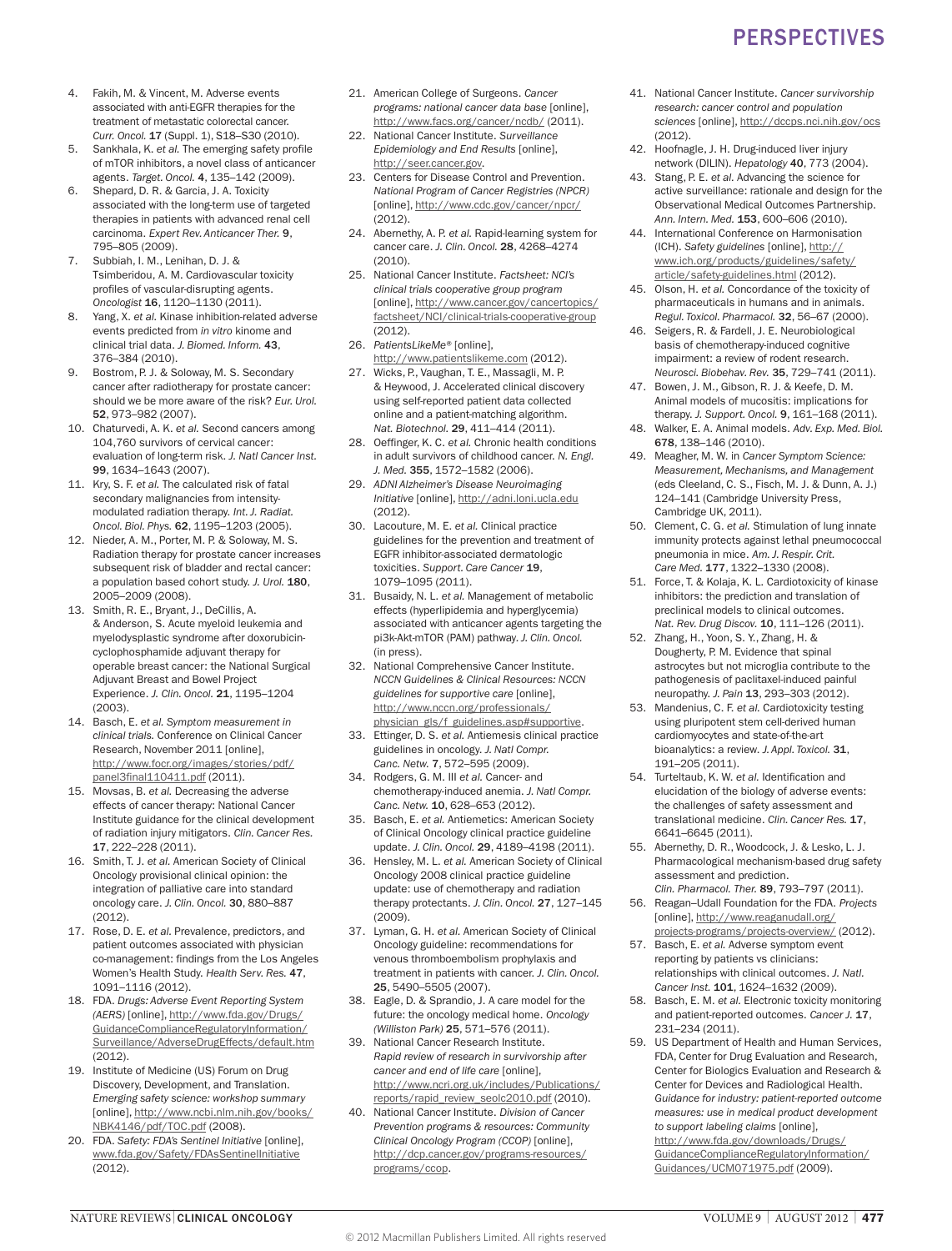4. Fakih, M. & Vincent, M. Adverse events associated with anti-EGFR therapies for the treatment of metastatic colorectal cancer. *Curr. Oncol.* **17** (Suppl. 1), S18–S30 (2010).
5. Sankhala, K. *et al.* The emerging safety profile of mTOR inhibitors, a novel class of anticancer agents. *Target. Oncol.* **4**, 135–142 (2009).
6. Shepard, D. R. & Garcia, J. A. Toxicity associated with the long-term use of targeted therapies in patients with advanced renal cell carcinoma. *Expert Rev. Anticancer Ther.* **9**, 795–805 (2009).
7. Subbiah, I. M., Lenihan, D. J. & Tsimberidou, A. M. Cardiovascular toxicity profiles of vascular-disrupting agents. *Oncologist* **16**, 1120–1130 (2011).
8. Yang, X. *et al.* Kinase inhibition-related adverse events predicted from *in vitro* kinome and clinical trial data. *J. Biomed. Inform.* **43**, 376–384 (2010).
9. Bostrom, P. J. & Soloway, M. S. Secondary cancer after radiotherapy for prostate cancer: should we be more aware of the risk? *Eur. Urol.* **52**, 973–982 (2007).
10. Chaturvedi, A. K. *et al.* Second cancers among 104,760 survivors of cervical cancer: evaluation of long-term risk. *J. Natl Cancer Inst.* **99**, 1634–1643 (2007).
11. Kry, S. F. *et al.* The calculated risk of fatal secondary malignancies from intensity-modulated radiation therapy. *Int. J. Radiat. Oncol. Biol. Phys.* **62**, 1195–1203 (2005).
12. Nieder, A. M., Porter, M. P. & Soloway, M. S. Radiation therapy for prostate cancer increases subsequent risk of bladder and rectal cancer: a population based cohort study. *J. Urol.* **180**, 2005–2009 (2008).
13. Smith, R. E., Bryant, J., DeCillis, A. & Anderson, S. Acute myeloid leukemia and myelodysplastic syndrome after doxorubicin-cyclophosphamide adjuvant therapy for operable breast cancer: the National Surgical Adjuvant Breast and Bowel Project Experience. *J. Clin. Oncol.* **21**, 1195–1204 (2003).
14. Basch, E. *et al. Symptom measurement in clinical trials.* Conference on Clinical Cancer Research, November 2011 [online], http://www.focr.org/images/stories/pdf/panel3final110411.pdf (2011).
15. Movsas, B. *et al.* Decreasing the adverse effects of cancer therapy: National Cancer Institute guidance for the clinical development of radiation injury mitigators. *Clin. Cancer Res.* **17**, 222–228 (2011).
16. Smith, T. J. *et al.* American Society of Clinical Oncology provisional clinical opinion: the integration of palliative care into standard oncology care. *J. Clin. Oncol.* **30**, 880–887 (2012).
17. Rose, D. E. *et al.* Prevalence, predictors, and patient outcomes associated with physician co-management: findings from the Los Angeles Women's Health Study. *Health Serv. Res.* **47**, 1091–1116 (2012).
18. FDA. *Drugs: Adverse Event Reporting System (AERS)* [online], http://www.fda.gov/Drugs/GuidanceComplianceRegulatoryInformation/Surveillance/AdverseDrugEffects/default.htm (2012).
19. Institute of Medicine (US) Forum on Drug Discovery, Development, and Translation. *Emerging safety science: workshop summary* [online], http://www.ncbi.nlm.nih.gov/books/NBK4146/pdf/TOC.pdf (2008).
20. FDA. *Safety: FDA's Sentinel Initiative* [online], www.fda.gov/Safety/FDAsSentinelInitiative (2012).
21. American College of Surgeons. *Cancer programs: national cancer data base* [online], http://www.facs.org/cancer/ncdb/ (2011).
22. National Cancer Institute. *Surveillance Epidemiology and End Results* [online], http://seer.cancer.gov.
23. Centers for Disease Control and Prevention. *National Program of Cancer Registries (NPCR)* [online], http://www.cdc.gov/cancer/npcr/ (2012).
24. Abernethy, A. P. *et al.* Rapid-learning system for cancer care. *J. Clin. Oncol.* **28**, 4268–4274 (2010).
25. National Cancer Institute. *Factsheet: NCI's clinical trials cooperative group program* [online], http://www.cancer.gov/cancertopics/factsheet/NCI/clinical-trials-cooperative-group (2012).
26. *PatientsLikeMe®* [online], http://www.patientslikeme.com (2012).
27. Wicks, P., Vaughan, T. E., Massagli, M. P. & Heywood, J. Accelerated clinical discovery using self-reported patient data collected online and a patient-matching algorithm. *Nat. Biotechnol.* **29**, 411–414 (2011).
28. Oeffinger, K. C. *et al.* Chronic health conditions in adult survivors of childhood cancer. *N. Engl. J. Med.* **355**, 1572–1582 (2006).
29. *ADNI Alzheimer's Disease Neuroimaging Initiative* [online], http://adni.loni.ucla.edu (2012).
30. Lacouture, M. E. *et al.* Clinical practice guidelines for the prevention and treatment of EGFR inhibitor-associated dermatologic toxicities. *Support. Care Cancer* **19**, 1079–1095 (2011).
31. Busaidy, N. L. *et al.* Management of metabolic effects (hyperlipidemia and hyperglycemia) associated with anticancer agents targeting the pi3k-Akt-mTOR (PAM) pathway. *J. Clin. Oncol.* (in press).
32. National Comprehensive Cancer Institute. *NCCN Guidelines & Clinical Resources: NCCN guidelines for supportive care* [online], http://www.nccn.org/professionals/physician_gls/f_guidelines.asp#supportive.
33. Ettinger, D. S. *et al.* Antiemesis clinical practice guidelines in oncology. *J. Natl Compr. Canc. Netw.* **7**, 572–595 (2009).
34. Rodgers, G. M. III *et al.* Cancer- and chemotherapy-induced anemia. *J. Natl Compr. Canc. Netw.* **10**, 628–653 (2012).
35. Basch, E. *et al.* Antiemetics: American Society of Clinical Oncology clinical practice guideline update. *J. Clin. Oncol.* **29**, 4189–4198 (2011).
36. Hensley, M. L. *et al.* American Society of Clinical Oncology 2008 clinical practice guideline update: use of chemotherapy and radiation therapy protectants. *J. Clin. Oncol.* **27**, 127–145 (2009).
37. Lyman, G. H. *et al.* American Society of Clinical Oncology guideline: recommendations for venous thromboembolism prophylaxis and treatment in patients with cancer. *J. Clin. Oncol.* **25**, 5490–5505 (2007).
38. Eagle, D. & Sprandio, J. A care model for the future: the oncology medical home. *Oncology (Williston Park)* **25**, 571–576 (2011).
39. National Cancer Research Institute. *Rapid review of research in survivorship after cancer and end of life care* [online], http://www.ncri.org.uk/includes/Publications/reports/rapid_review_seolc2010.pdf (2010).
40. National Cancer Institute. *Division of Cancer Prevention programs & resources: Community Clinical Oncology Program (CCOP)* [online], http://dcp.cancer.gov/programs-resources/programs/ccop.
41. National Cancer Institute. *Cancer survivorship research: cancer control and population sciences* [online], http://dccps.nci.nih.gov/ocs (2012).
42. Hoofnagle, J. H. Drug-induced liver injury network (DILIN). *Hepatology* **40**, 773 (2004).
43. Stang, P. E. *et al.* Advancing the science for active surveillance: rationale and design for the Observational Medical Outcomes Partnership. *Ann. Intern. Med.* **153**, 600–606 (2010).
44. International Conference on Harmonisation (ICH). *Safety guidelines* [online], http://www.ich.org/products/guidelines/safety/article/safety-guidelines.html (2012).
45. Olson, H. *et al.* Concordance of the toxicity of pharmaceuticals in humans and in animals. *Regul. Toxicol. Pharmacol.* **32**, 56–67 (2000).
46. Seigers, R. & Fardell, J. E. Neurobiological basis of chemotherapy-induced cognitive impairment: a review of rodent research. *Neurosci. Biobehav. Rev.* **35**, 729–741 (2011).
47. Bowen, J. M., Gibson, R. J. & Keefe, D. M. Animal models of mucositis: implications for therapy. *J. Support. Oncol.* **9**, 161–168 (2011).
48. Walker, E. A. Animal models. *Adv. Exp. Med. Biol.* **678**, 138–146 (2010).
49. Meagher, M. W. in *Cancer Symptom Science: Measurement, Mechanisms, and Management* (eds Cleeland, C. S., Fisch, M. J. & Dunn, A. J.) 124–141 (Cambridge University Press, Cambridge UK, 2011).
50. Clement, C. G. *et al.* Stimulation of lung innate immunity protects against lethal pneumococcal pneumonia in mice. *Am. J. Respir. Crit. Care Med.* **177**, 1322–1330 (2008).
51. Force, T. & Kolaja, K. L. Cardiotoxicity of kinase inhibitors: the prediction and translation of preclinical models to clinical outcomes. *Nat. Rev. Drug Discov.* **10**, 111–126 (2011).
52. Zhang, H., Yoon, S. Y., Zhang, H. & Dougherty, P. M. Evidence that spinal astrocytes but not microglia contribute to the pathogenesis of paclitaxel-induced painful neuropathy. *J. Pain* **13**, 293–303 (2012).
53. Mandenius, C. F. *et al.* Cardiotoxicity testing using pluripotent stem cell-derived human cardiomyocytes and state-of-the-art bioanalytics: a review. *J. Appl. Toxicol.* **31**, 191–205 (2011).
54. Turteltaub, K. W. *et al.* Identification and elucidation of the biology of adverse events: the challenges of safety assessment and translational medicine. *Clin. Cancer Res.* **17**, 6641–6645 (2011).
55. Abernethy, D. R., Woodcock, J. & Lesko, L. J. Pharmacological mechanism-based drug safety assessment and prediction. *Clin. Pharmacol. Ther.* **89**, 793–797 (2011).
56. Reagan–Udall Foundation for the FDA. *Projects* [online], http://www.reaganudall.org/projects-programs/projects-overview/ (2012).
57. Basch, E. *et al.* Adverse symptom event reporting by patients vs clinicians: relationships with clinical outcomes. *J. Natl. Cancer Inst.* **101**, 1624–1632 (2009).
58. Basch, E. M. *et al.* Electronic toxicity monitoring and patient-reported outcomes. *Cancer J.* **17**, 231–234 (2011).
59. US Department of Health and Human Services, FDA, Center for Drug Evaluation and Research, Center for Biologics Evaluation and Research & Center for Devices and Radiological Health. *Guidance for industry: patient-reported outcome measures: use in medical product development to support labeling claims* [online], http://www.fda.gov/downloads/Drugs/GuidanceComplianceRegulatoryInformation/Guidances/UCM071975.pdf (2009).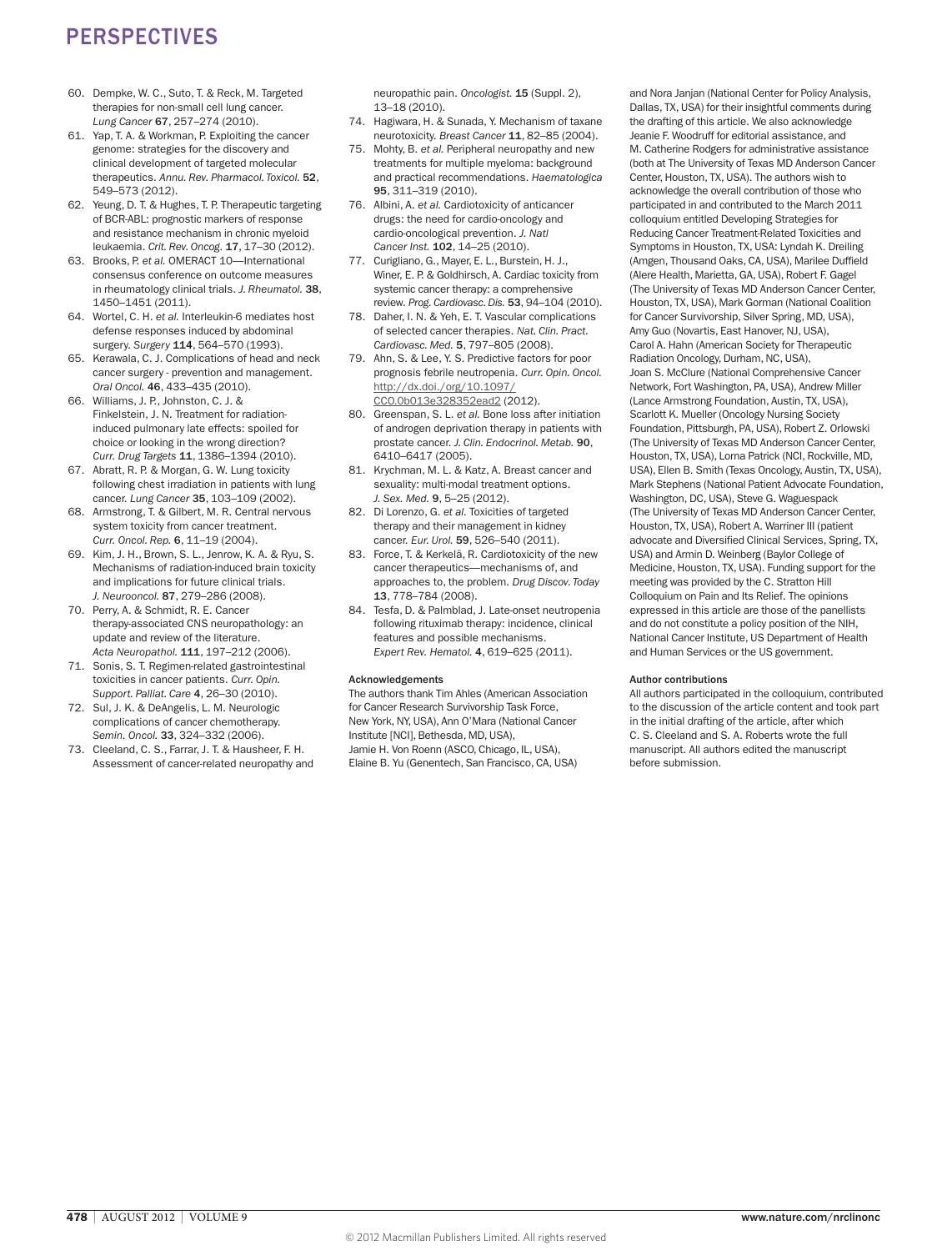60. Dempke, W. C., Suto, T. & Reck, M. Targeted therapies for non-small cell lung cancer. *Lung Cancer* **67**, 257–274 (2010).
61. Yap, T. A. & Workman, P. Exploiting the cancer genome: strategies for the discovery and clinical development of targeted molecular therapeutics. *Annu. Rev. Pharmacol. Toxicol.* **52**, 549–573 (2012).
62. Yeung, D. T. & Hughes, T. P. Therapeutic targeting of BCR-ABL: prognostic markers of response and resistance mechanism in chronic myeloid leukaemia. *Crit. Rev. Oncog.* **17**, 17–30 (2012).
63. Brooks, P. *et al.* OMERACT 10—International consensus conference on outcome measures in rheumatology clinical trials. *J. Rheumatol.* **38**, 1450–1451 (2011).
64. Wortel, C. H. *et al.* Interleukin-6 mediates host defense responses induced by abdominal surgery. *Surgery* **114**, 564–570 (1993).
65. Kerawala, C. J. Complications of head and neck cancer surgery - prevention and management. *Oral Oncol.* **46**, 433–435 (2010).
66. Williams, J. P., Johnston, C. J. & Finkelstein, J. N. Treatment for radiation-induced pulmonary late effects: spoiled for choice or looking in the wrong direction? *Curr. Drug Targets* **11**, 1386–1394 (2010).
67. Abratt, R. P. & Morgan, G. W. Lung toxicity following chest irradiation in patients with lung cancer. *Lung Cancer* **35**, 103–109 (2002).
68. Armstrong, T. & Gilbert, M. R. Central nervous system toxicity from cancer treatment. *Curr. Oncol. Rep.* **6**, 11–19 (2004).
69. Kim, J. H., Brown, S. L., Jenrow, K. A. & Ryu, S. Mechanisms of radiation-induced brain toxicity and implications for future clinical trials. *J. Neurooncol.* **87**, 279–286 (2008).
70. Perry, A. & Schmidt, R. E. Cancer therapy-associated CNS neuropathology: an update and review of the literature. *Acta Neuropathol.* **111**, 197–212 (2006).
71. Sonis, S. T. Regimen-related gastrointestinal toxicities in cancer patients. *Curr. Opin. Support. Palliat. Care* **4**, 26–30 (2010).
72. Sul, J. K. & DeAngelis, L. M. Neurologic complications of cancer chemotherapy. *Semin. Oncol.* **33**, 324–332 (2006).
73. Cleeland, C. S., Farrar, J. T. & Hausheer, F. H. Assessment of cancer-related neuropathy and neuropathic pain. *Oncologist.* **15** (Suppl. 2), 13–18 (2010).
74. Hagiwara, H. & Sunada, Y. Mechanism of taxane neurotoxicity. *Breast Cancer* **11**, 82–85 (2004).
75. Mohty, B. *et al.* Peripheral neuropathy and new treatments for multiple myeloma: background and practical recommendations. *Haematologica* **95**, 311–319 (2010).
76. Albini, A. *et al.* Cardiotoxicity of anticancer drugs: the need for cardio-oncology and cardio-oncological prevention. *J. Natl Cancer Inst.* **102**, 14–25 (2010).
77. Curigliano, G., Mayer, E. L., Burstein, H. J., Winer, E. P. & Goldhirsch, A. Cardiac toxicity from systemic cancer therapy: a comprehensive review. *Prog. Cardiovasc. Dis.* **53**, 94–104 (2010).
78. Daher, I. N. & Yeh, E. T. Vascular complications of selected cancer therapies. *Nat. Clin. Pract. Cardiovasc. Med.* **5**, 797–805 (2008).
79. Ahn, S. & Lee, Y. S. Predictive factors for poor prognosis febrile neutropenia. *Curr. Opin. Oncol.* http://dx.doi./org/10.1097/CCO.0b013e328352ead2 (2012).
80. Greenspan, S. L. *et al.* Bone loss after initiation of androgen deprivation therapy in patients with prostate cancer. *J. Clin. Endocrinol. Metab.* **90**, 6410–6417 (2005).
81. Krychman, M. L. & Katz, A. Breast cancer and sexuality: multi-modal treatment options. *J. Sex. Med.* **9**, 5–25 (2012).
82. Di Lorenzo, G. *et al.* Toxicities of targeted therapy and their management in kidney cancer. *Eur. Urol.* **59**, 526–540 (2011).
83. Force, T. & Kerkelä, R. Cardiotoxicity of the new cancer therapeutics—mechanisms of, and approaches to, the problem. *Drug Discov. Today* **13**, 778–784 (2008).
84. Tesfa, D. & Palmblad, J. Late-onset neutropenia following rituximab therapy: incidence, clinical features and possible mechanisms. *Expert Rev. Hematol.* **4**, 619–625 (2011).

#### Acknowledgements

The authors thank Tim Ahles (American Association for Cancer Research Survivorship Task Force, New York, NY, USA), Ann O'Mara (National Cancer Institute [NCI], Bethesda, MD, USA), Jamie H. Von Roenn (ASCO, Chicago, IL, USA), Elaine B. Yu (Genentech, San Francisco, CA, USA) and Nora Janjan (National Center for Policy Analysis, Dallas, TX, USA) for their insightful comments during the drafting of this article. We also acknowledge Jeanie F. Woodruff for editorial assistance, and M. Catherine Rodgers for administrative assistance (both at The University of Texas MD Anderson Cancer Center, Houston, TX, USA). The authors wish to acknowledge the overall contribution of those who participated in and contributed to the March 2011 colloquium entitled Developing Strategies for Reducing Cancer Treatment-Related Toxicities and Symptoms in Houston, TX, USA: Lyndah K. Dreiling (Amgen, Thousand Oaks, CA, USA), Marilee Duffield (Alere Health, Marietta, GA, USA), Robert F. Gagel (The University of Texas MD Anderson Cancer Center, Houston, TX, USA), Mark Gorman (National Coalition for Cancer Survivorship, Silver Spring, MD, USA), Amy Guo (Novartis, East Hanover, NJ, USA), Carol A. Hahn (American Society for Therapeutic Radiation Oncology, Durham, NC, USA), Joan S. McClure (National Comprehensive Cancer Network, Fort Washington, PA, USA), Andrew Miller (Lance Armstrong Foundation, Austin, TX, USA), Scarlott K. Mueller (Oncology Nursing Society Foundation, Pittsburgh, PA, USA), Robert Z. Orlowski (The University of Texas MD Anderson Cancer Center, Houston, TX, USA), Lorna Patrick (NCI, Rockville, MD, USA), Ellen B. Smith (Texas Oncology, Austin, TX, USA), Mark Stephens (National Patient Advocate Foundation, Washington, DC, USA), Steve G. Waguespack (The University of Texas MD Anderson Cancer Center, Houston, TX, USA), Robert A. Warriner III (patient advocate and Diversified Clinical Services, Spring, TX, USA) and Armin D. Weinberg (Baylor College of Medicine, Houston, TX, USA). Funding support for the meeting was provided by the C. Stratton Hill Colloquium on Pain and Its Relief. The opinions expressed in this article are those of the panellists and do not constitute a policy position of the NIH, National Cancer Institute, US Department of Health and Human Services or the US government.

#### Author contributions

All authors participated in the colloquium, contributed to the discussion of the article content and took part in the initial drafting of the article, after which C. S. Cleeland and S. A. Roberts wrote the full manuscript. All authors edited the manuscript before submission.